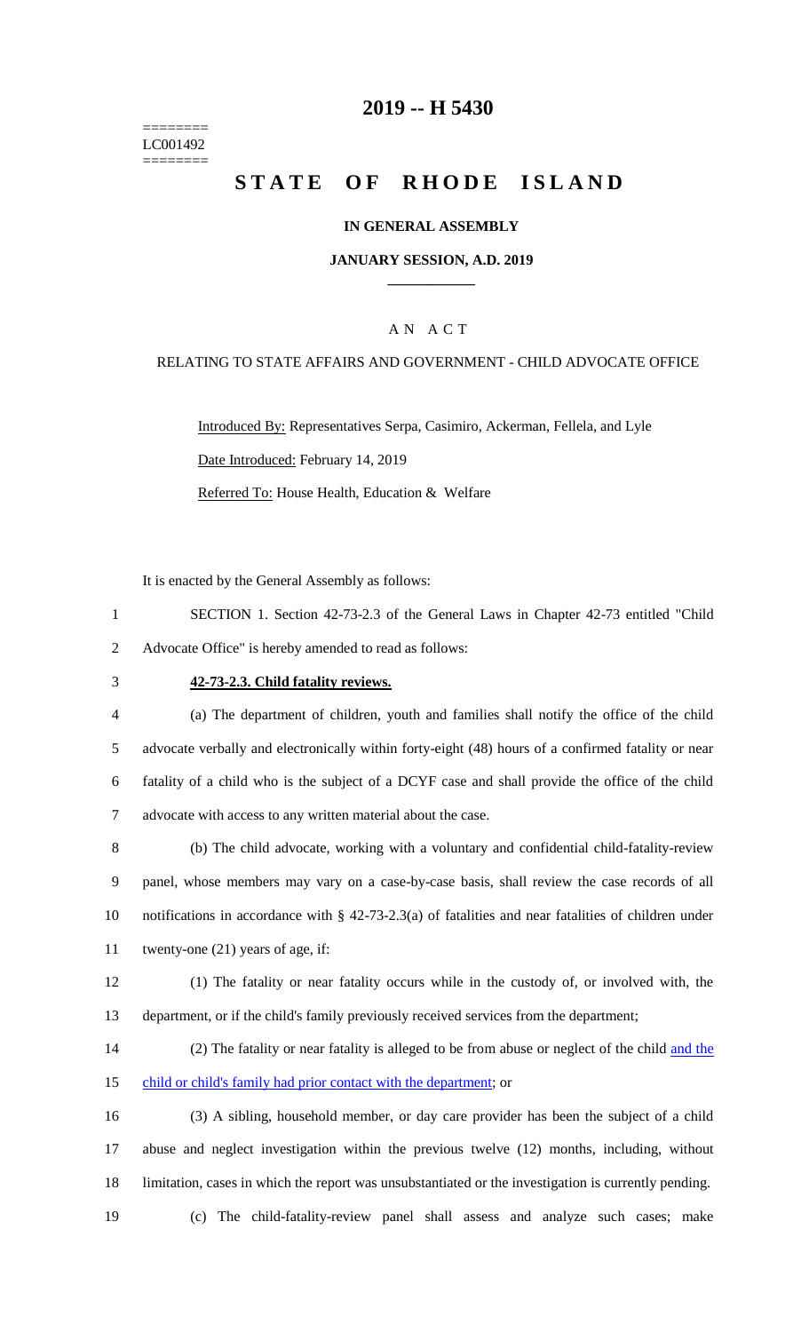========
LC001492
========

# 2019 -- H 5430

# STATE OF RHODE ISLAND

## IN GENERAL ASSEMBLY

### JANUARY SESSION, A.D. 2019

### A N A C T

RELATING TO STATE AFFAIRS AND GOVERNMENT - CHILD ADVOCATE OFFICE

Introduced By: Representatives Serpa, Casimiro, Ackerman, Fellela, and Lyle

Date Introduced: February 14, 2019

Referred To: House Health, Education & Welfare

It is enacted by the General Assembly as follows:

1 SECTION 1. Section 42-73-2.3 of the General Laws in Chapter 42-73 entitled "Child
2 Advocate Office" is hereby amended to read as follows:

3 **42-73-2.3. Child fatality reviews.**

4 (a) The department of children, youth and families shall notify the office of the child
5 advocate verbally and electronically within forty-eight (48) hours of a confirmed fatality or near
6 fatality of a child who is the subject of a DCYF case and shall provide the office of the child
7 advocate with access to any written material about the case.

8 (b) The child advocate, working with a voluntary and confidential child-fatality-review
9 panel, whose members may vary on a case-by-case basis, shall review the case records of all
10 notifications in accordance with § 42-73-2.3(a) of fatalities and near fatalities of children under
11 twenty-one (21) years of age, if:

12 (1) The fatality or near fatality occurs while in the custody of, or involved with, the
13 department, or if the child's family previously received services from the department;

14 (2) The fatality or near fatality is alleged to be from abuse or neglect of the child <u>and the</u>
15 <u>child or child's family had prior contact with the department</u>; or

16 (3) A sibling, household member, or day care provider has been the subject of a child
17 abuse and neglect investigation within the previous twelve (12) months, including, without
18 limitation, cases in which the report was unsubstantiated or the investigation is currently pending.

19 (c) The child-fatality-review panel shall assess and analyze such cases; make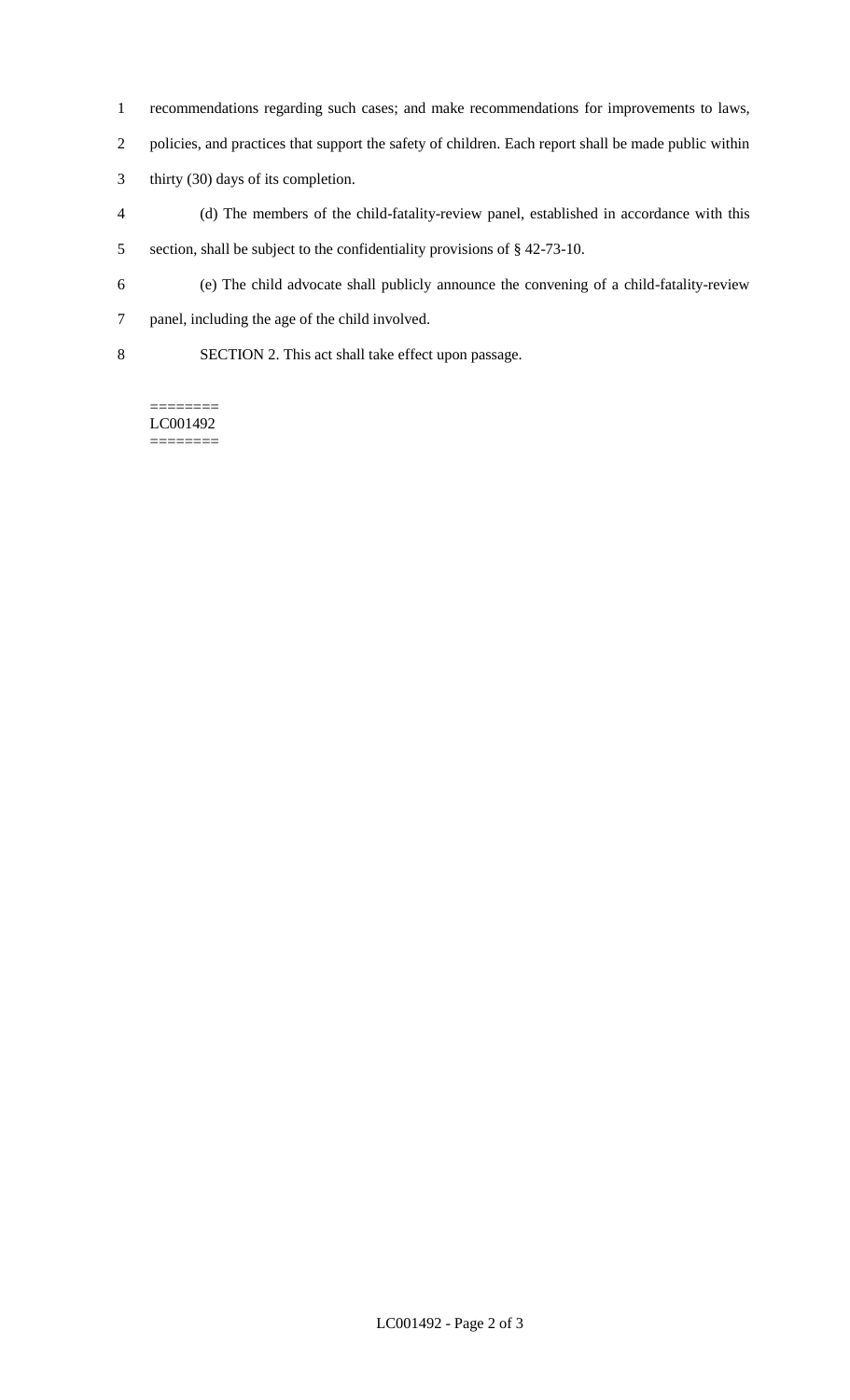recommendations regarding such cases; and make recommendations for improvements to laws, policies, and practices that support the safety of children. Each report shall be made public within thirty (30) days of its completion.

(d) The members of the child-fatality-review panel, established in accordance with this section, shall be subject to the confidentiality provisions of § 42-73-10.

(e) The child advocate shall publicly announce the convening of a child-fatality-review panel, including the age of the child involved.

SECTION 2. This act shall take effect upon passage.

========
LC001492
========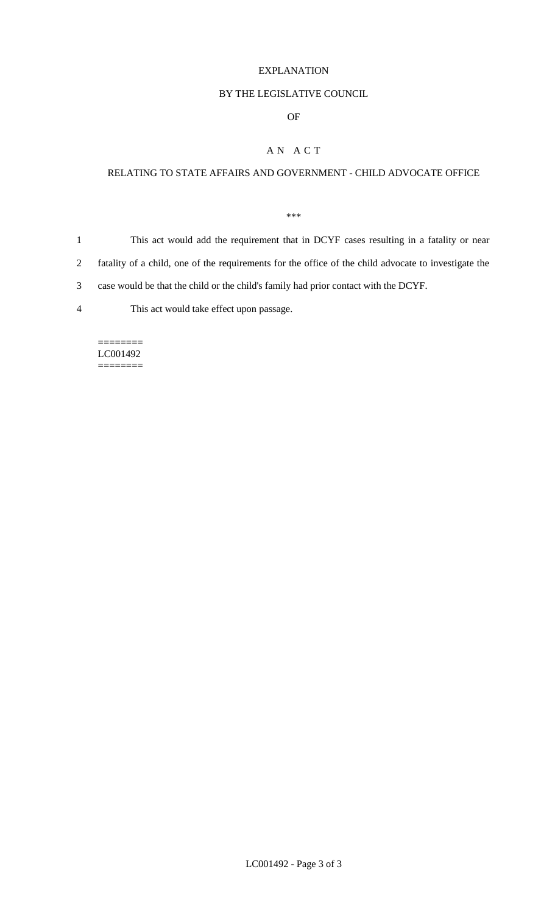EXPLANATION

BY THE LEGISLATIVE COUNCIL

OF

A N A C T

RELATING TO STATE AFFAIRS AND GOVERNMENT - CHILD ADVOCATE OFFICE

\*\*\*

1 This act would add the requirement that in DCYF cases resulting in a fatality or near
2 fatality of a child, one of the requirements for the office of the child advocate to investigate the
3 case would be that the child or the child's family had prior contact with the DCYF.
4 This act would take effect upon passage.

========
LC001492
========